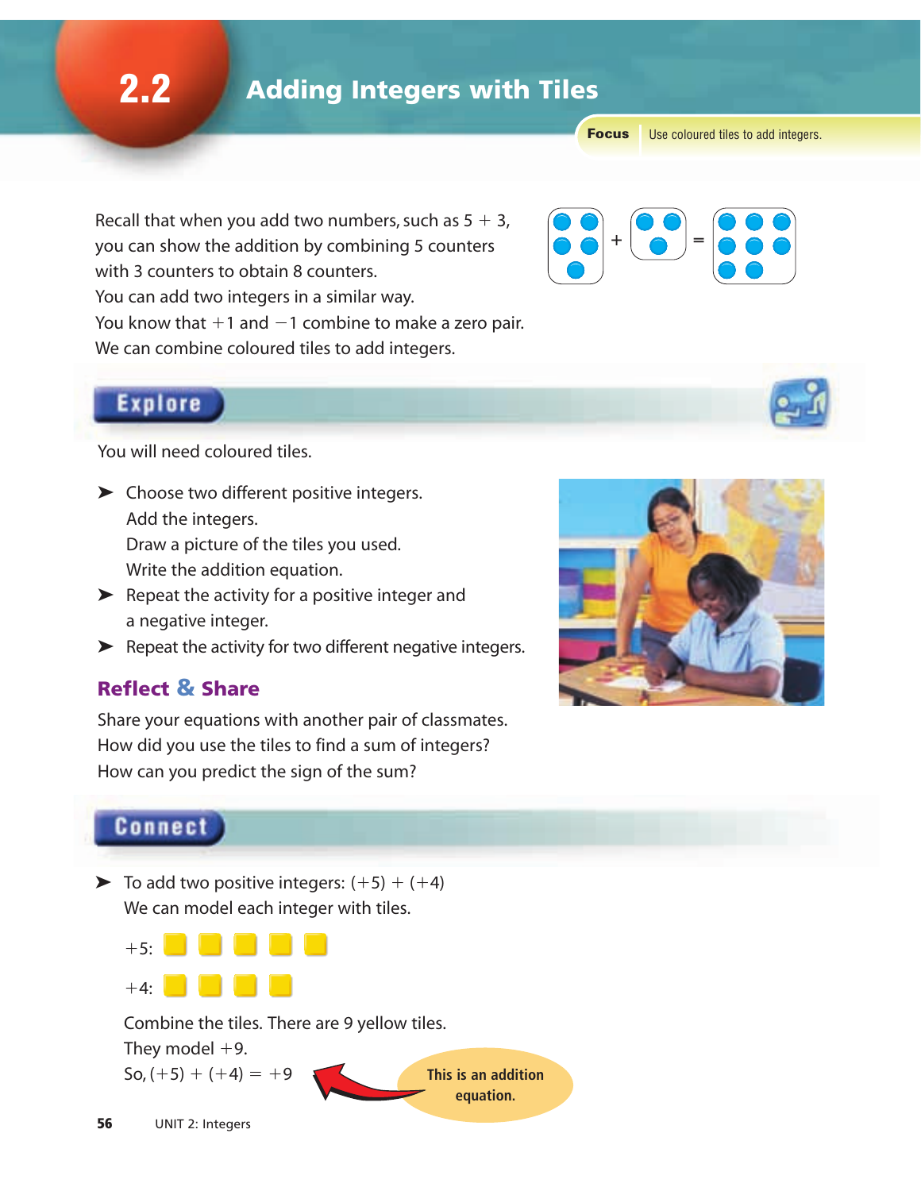# 2.2 Adding Integers with Tiles

**Focus** Use coloured tiles to add integers.

Recall that when you add two numbers, such as $5 + 3$, you can show the addition by combining 5 counters with 3 counters to obtain 8 counters.
You can add two integers in a similar way.
You know that $+1$ and $-1$ combine to make a zero pair.
We can combine coloured tiles to add integers.

## Explore

You will need coloured tiles.

- Choose two different positive integers.
  Add the integers.
  Draw a picture of the tiles you used.
  Write the addition equation.
- Repeat the activity for a positive integer and a negative integer.
- Repeat the activity for two different negative integers.

### Reflect & Share

Share your equations with another pair of classmates.
How did you use the tiles to find a sum of integers?
How can you predict the sign of the sum?

## Connect

- To add two positive integers: $(+5) + (+4)$
  We can model each integer with tiles.

  $+5$:

  $+4$:

  Combine the tiles. There are 9 yellow tiles.
  They model $+9$.
  So, $(+5) + (+4) = +9$

This is an addition equation.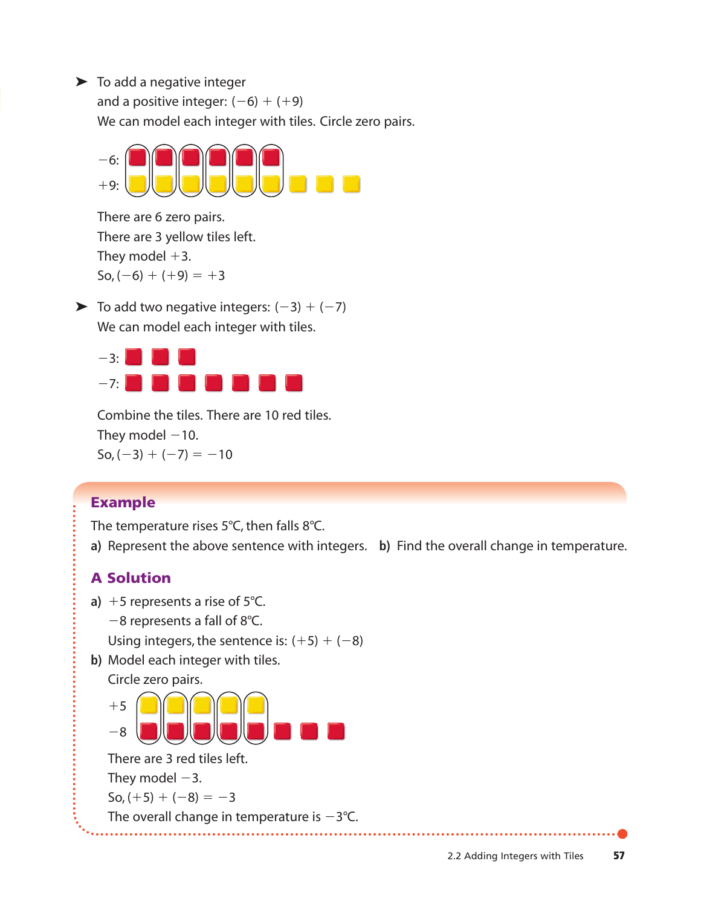- To add a negative integer and a positive integer: $(-6) + (+9)$
  We can model each integer with tiles. Circle zero pairs.

  $-6$:
  $+9$:

  There are 6 zero pairs.
  There are 3 yellow tiles left.
  They model $+3$.
  So, $(-6) + (+9) = +3$

- To add two negative integers: $(-3) + (-7)$
  We can model each integer with tiles.

  $-3$:
  $-7$:

  Combine the tiles. There are 10 red tiles.
  They model $-10$.
  So, $(-3) + (-7) = -10$

## Example

The temperature rises 5°C, then falls 8°C.

**a)** Represent the above sentence with integers. **b)** Find the overall change in temperature.

### A Solution

**a)** $+5$ represents a rise of 5°C.
$-8$ represents a fall of 8°C.
Using integers, the sentence is: $(+5) + (-8)$

**b)** Model each integer with tiles.
Circle zero pairs.

$+5$
$-8$

There are 3 red tiles left.
They model $-3$.
So, $(+5) + (-8) = -3$
The overall change in temperature is $-3$°C.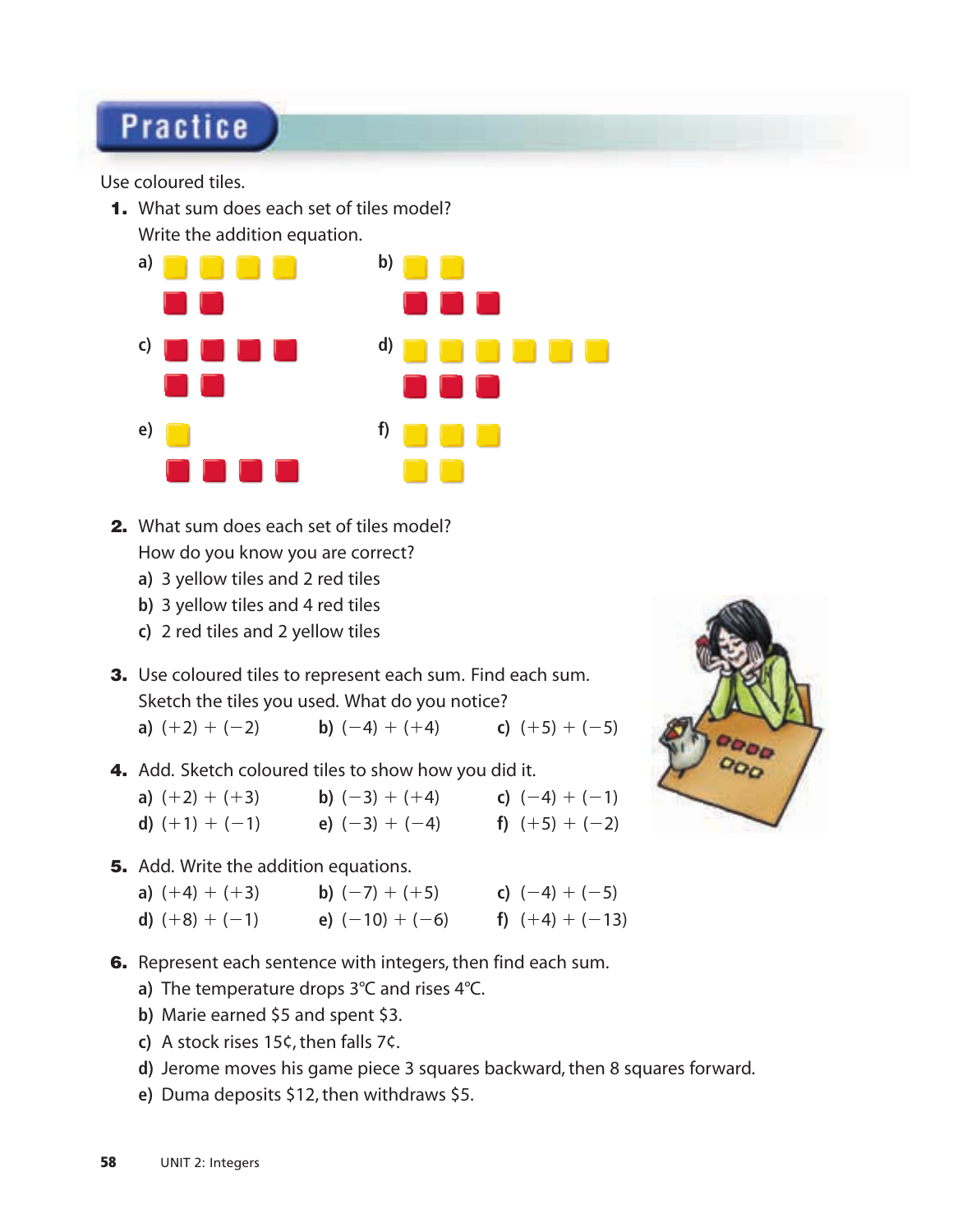## Practice

Use coloured tiles.

**1.** What sum does each set of tiles model?
Write the addition equation.

**a)** **b)**

**c)** **d)**

**e)** **f)**

**2.** What sum does each set of tiles model?
How do you know you are correct?

**a)** 3 yellow tiles and 2 red tiles
**b)** 3 yellow tiles and 4 red tiles
**c)** 2 red tiles and 2 yellow tiles

**3.** Use coloured tiles to represent each sum. Find each sum.
Sketch the tiles you used. What do you notice?

**a)** $(+2) + (-2)$ **b)** $(-4) + (+4)$ **c)** $(+5) + (-5)$

**4.** Add. Sketch coloured tiles to show how you did it.

**a)** $(+2) + (+3)$ **b)** $(-3) + (+4)$ **c)** $(-4) + (-1)$
**d)** $(+1) + (-1)$ **e)** $(-3) + (-4)$ **f)** $(+5) + (-2)$

**5.** Add. Write the addition equations.

**a)** $(+4) + (+3)$ **b)** $(-7) + (+5)$ **c)** $(-4) + (-5)$
**d)** $(+8) + (-1)$ **e)** $(-10) + (-6)$ **f)** $(+4) + (-13)$

**6.** Represent each sentence with integers, then find each sum.

**a)** The temperature drops 3°C and rises 4°C.
**b)** Marie earned \$5 and spent \$3.
**c)** A stock rises 15¢, then falls 7¢.
**d)** Jerome moves his game piece 3 squares backward, then 8 squares forward.
**e)** Duma deposits \$12, then withdraws \$5.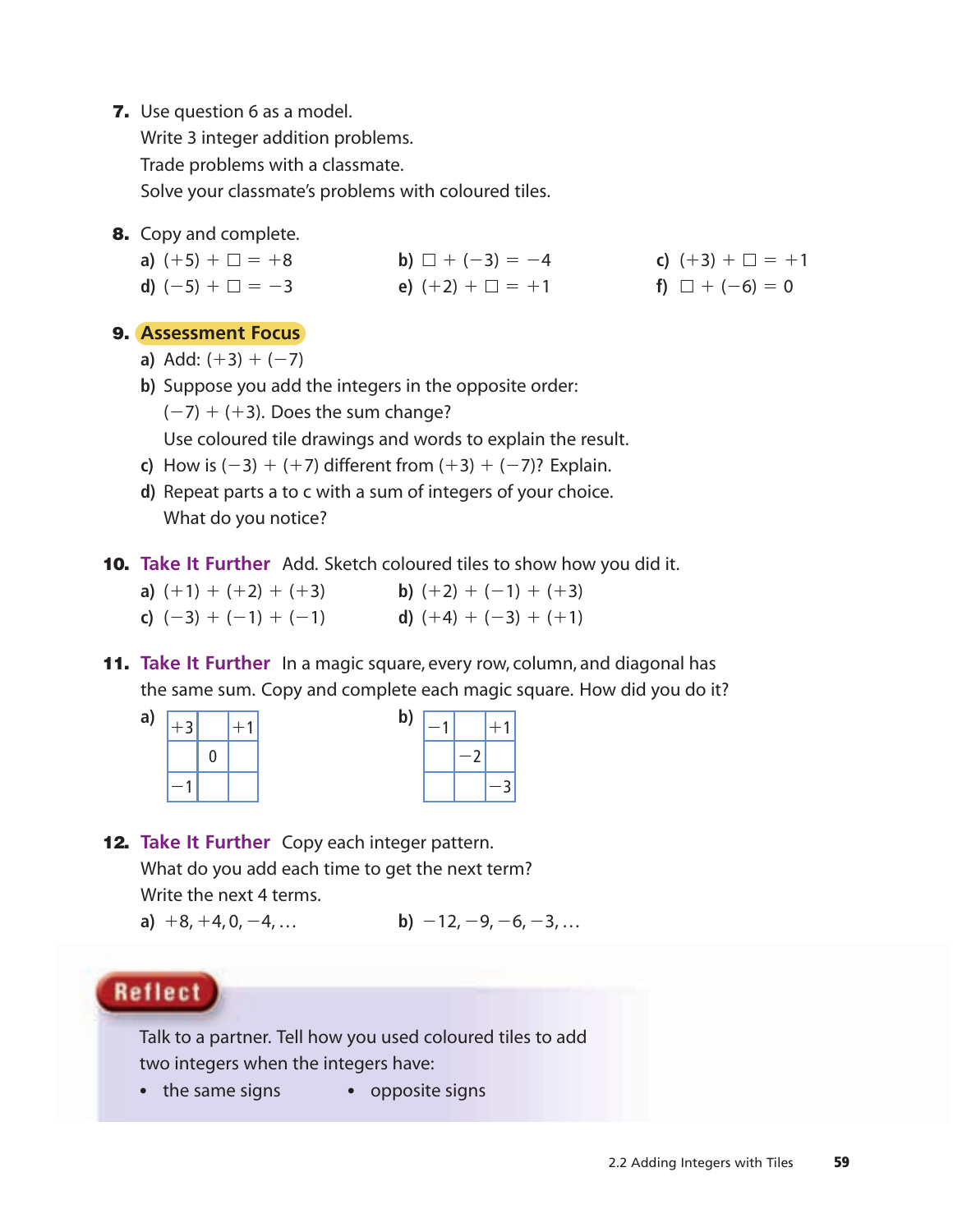**7.** Use question 6 as a model.
Write 3 integer addition problems.
Trade problems with a classmate.
Solve your classmate's problems with coloured tiles.

**8.** Copy and complete.

a) $(+5) + \square = +8$
b) $\square + (-3) = -4$
c) $(+3) + \square = +1$
d) $(-5) + \square = -3$
e) $(+2) + \square = +1$
f) $\square + (-6) = 0$

**9.** **Assessment Focus**

a) Add: $(+3) + (-7)$

b) Suppose you add the integers in the opposite order: $(-7) + (+3)$. Does the sum change? Use coloured tile drawings and words to explain the result.

c) How is $(-3) + (+7)$ different from $(+3) + (-7)$? Explain.

d) Repeat parts a to c with a sum of integers of your choice. What do you notice?

**10.** **Take It Further** Add. Sketch coloured tiles to show how you did it.

a) $(+1) + (+2) + (+3)$
b) $(+2) + (-1) + (+3)$
c) $(-3) + (-1) + (-1)$
d) $(+4) + (-3) + (+1)$

**11.** **Take It Further** In a magic square, every row, column, and diagonal has the same sum. Copy and complete each magic square. How did you do it?

a)

| | | |
|---|---|---|
| +3 | | +1 |
| | 0 | |
| −1 | | |

b)

| | | |
|---|---|---|
| −1 | | +1 |
| | −2 | |
| | | −3 |

**12.** **Take It Further** Copy each integer pattern.
What do you add each time to get the next term?
Write the next 4 terms.

a) $+8, +4, 0, -4, \ldots$
b) $-12, -9, -6, -3, \ldots$

## Reflect

Talk to a partner. Tell how you used coloured tiles to add two integers when the integers have:

- the same signs
- opposite signs